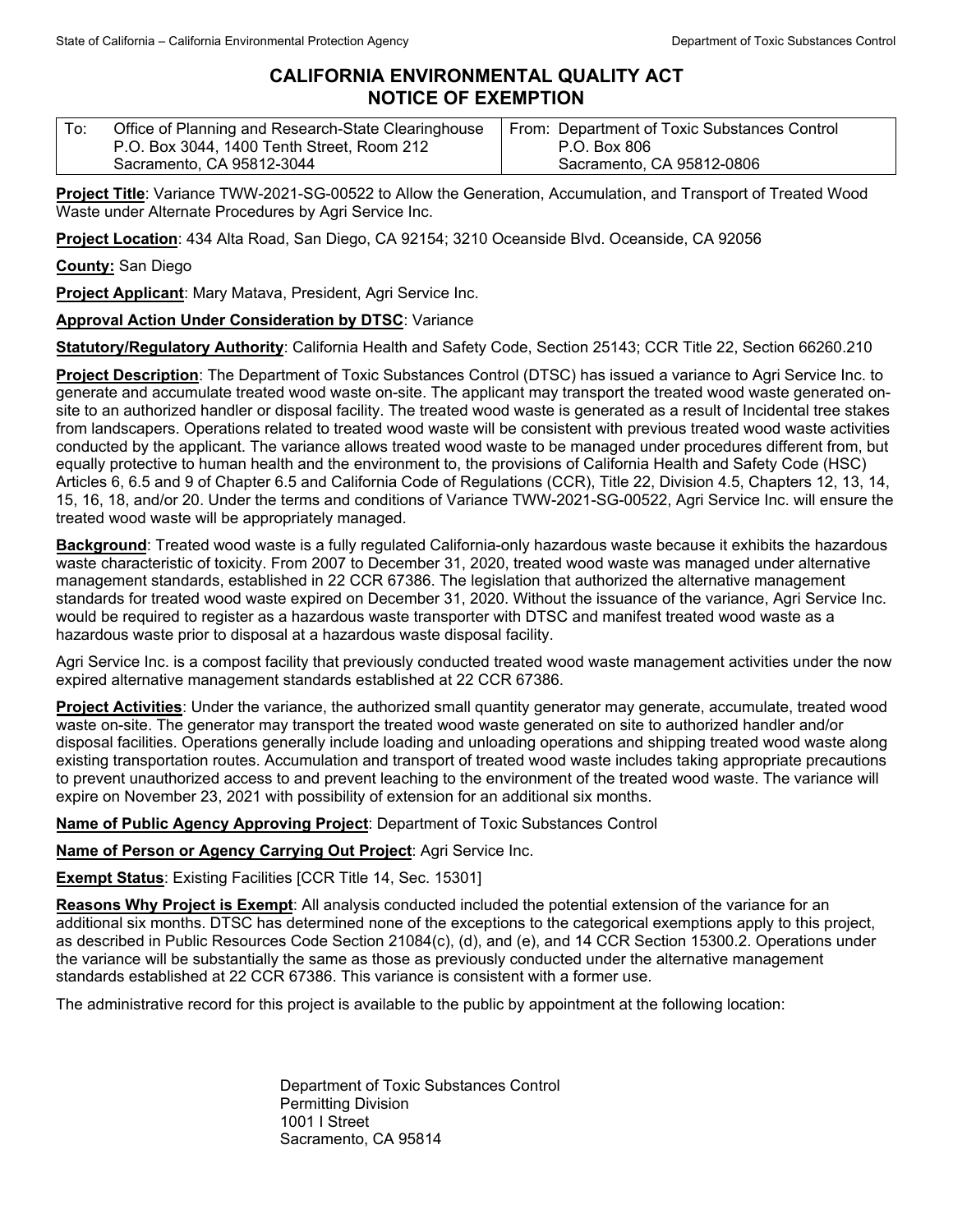# CALIFORNIA ENVIRONMENTAL QUALITY ACT NOTICE OF EXEMPTION

| To: Office of Planning and Research-State Clearinghouse<br>P.O. Box 3044, 1400 Tenth Street, Room 212<br>Sacramento, CA 95812-3044 | From: Department of Toxic Substances Control<br>P.O. Box 806<br>Sacramento, CA 95812-0806 |
|---|---|

**Project Title**: Variance TWW-2021-SG-00522 to Allow the Generation, Accumulation, and Transport of Treated Wood Waste under Alternate Procedures by Agri Service Inc.

**Project Location**: 434 Alta Road, San Diego, CA 92154; 3210 Oceanside Blvd. Oceanside, CA 92056

**County:** San Diego

**Project Applicant**: Mary Matava, President, Agri Service Inc.

**Approval Action Under Consideration by DTSC**: Variance

**Statutory/Regulatory Authority**: California Health and Safety Code, Section 25143; CCR Title 22, Section 66260.210

**Project Description**: The Department of Toxic Substances Control (DTSC) has issued a variance to Agri Service Inc. to generate and accumulate treated wood waste on-site. The applicant may transport the treated wood waste generated on-site to an authorized handler or disposal facility. The treated wood waste is generated as a result of Incidental tree stakes from landscapers. Operations related to treated wood waste will be consistent with previous treated wood waste activities conducted by the applicant. The variance allows treated wood waste to be managed under procedures different from, but equally protective to human health and the environment to, the provisions of California Health and Safety Code (HSC) Articles 6, 6.5 and 9 of Chapter 6.5 and California Code of Regulations (CCR), Title 22, Division 4.5, Chapters 12, 13, 14, 15, 16, 18, and/or 20. Under the terms and conditions of Variance TWW-2021-SG-00522, Agri Service Inc. will ensure the treated wood waste will be appropriately managed.

**Background**: Treated wood waste is a fully regulated California-only hazardous waste because it exhibits the hazardous waste characteristic of toxicity. From 2007 to December 31, 2020, treated wood waste was managed under alternative management standards, established in 22 CCR 67386. The legislation that authorized the alternative management standards for treated wood waste expired on December 31, 2020. Without the issuance of the variance, Agri Service Inc. would be required to register as a hazardous waste transporter with DTSC and manifest treated wood waste as a hazardous waste prior to disposal at a hazardous waste disposal facility.

Agri Service Inc. is a compost facility that previously conducted treated wood waste management activities under the now expired alternative management standards established at 22 CCR 67386.

**Project Activities**: Under the variance, the authorized small quantity generator may generate, accumulate, treated wood waste on-site. The generator may transport the treated wood waste generated on site to authorized handler and/or disposal facilities. Operations generally include loading and unloading operations and shipping treated wood waste along existing transportation routes. Accumulation and transport of treated wood waste includes taking appropriate precautions to prevent unauthorized access to and prevent leaching to the environment of the treated wood waste. The variance will expire on November 23, 2021 with possibility of extension for an additional six months.

**Name of Public Agency Approving Project**: Department of Toxic Substances Control

**Name of Person or Agency Carrying Out Project**: Agri Service Inc.

**Exempt Status**: Existing Facilities [CCR Title 14, Sec. 15301]

**Reasons Why Project is Exempt**: All analysis conducted included the potential extension of the variance for an additional six months. DTSC has determined none of the exceptions to the categorical exemptions apply to this project, as described in Public Resources Code Section 21084(c), (d), and (e), and 14 CCR Section 15300.2. Operations under the variance will be substantially the same as those as previously conducted under the alternative management standards established at 22 CCR 67386. This variance is consistent with a former use.

The administrative record for this project is available to the public by appointment at the following location:

Department of Toxic Substances Control
Permitting Division
1001 I Street
Sacramento, CA 95814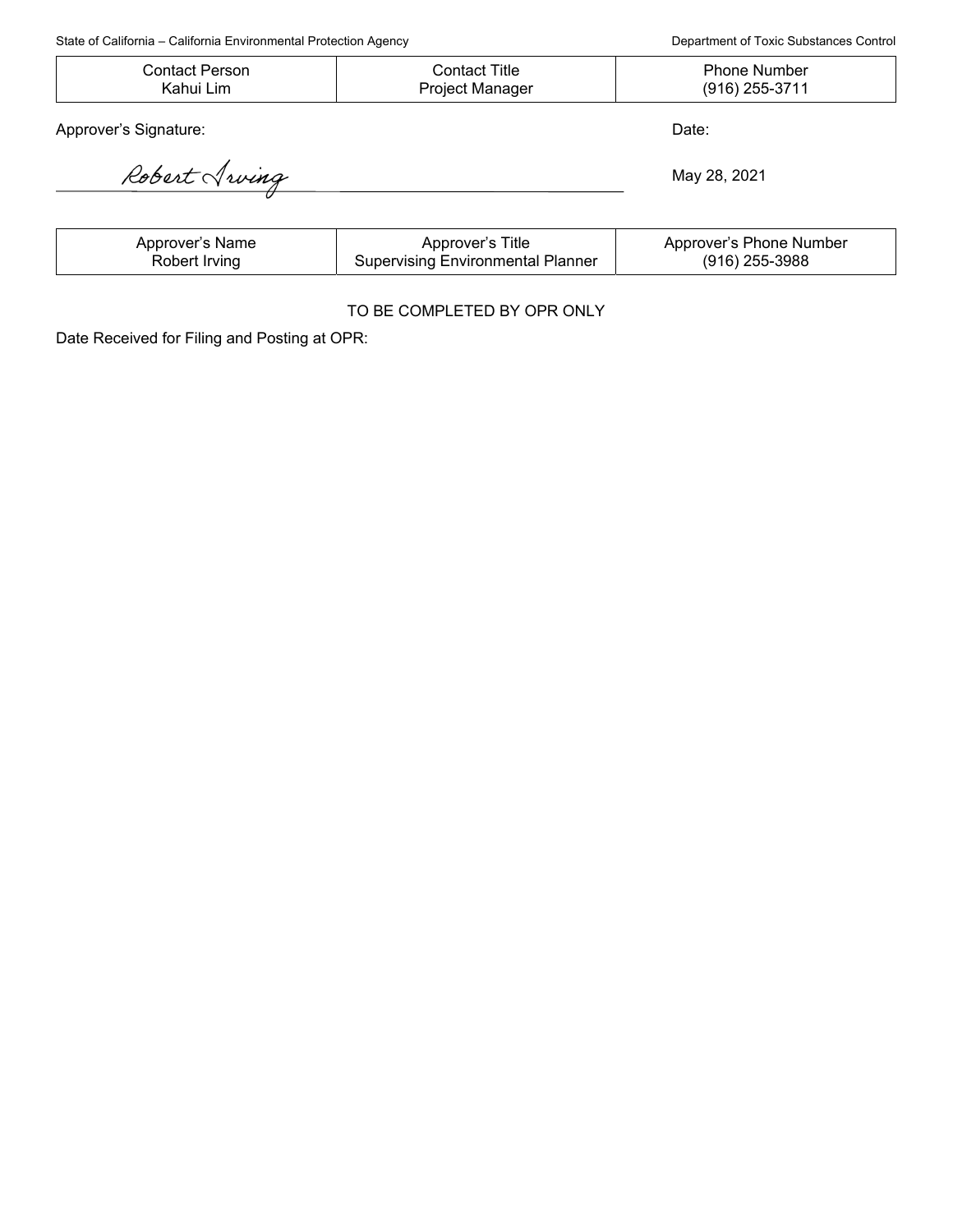| Contact Person | Contact Title | Phone Number |
| --- | --- | --- |
| Kahui Lim | Project Manager | (916) 255-3711 |

Approver's Signature:

Robert Irving

Date:

May 28, 2021

| Approver's Name | Approver's Title | Approver's Phone Number |
| --- | --- | --- |
| Robert Irving | Supervising Environmental Planner | (916) 255-3988 |

TO BE COMPLETED BY OPR ONLY

Date Received for Filing and Posting at OPR: